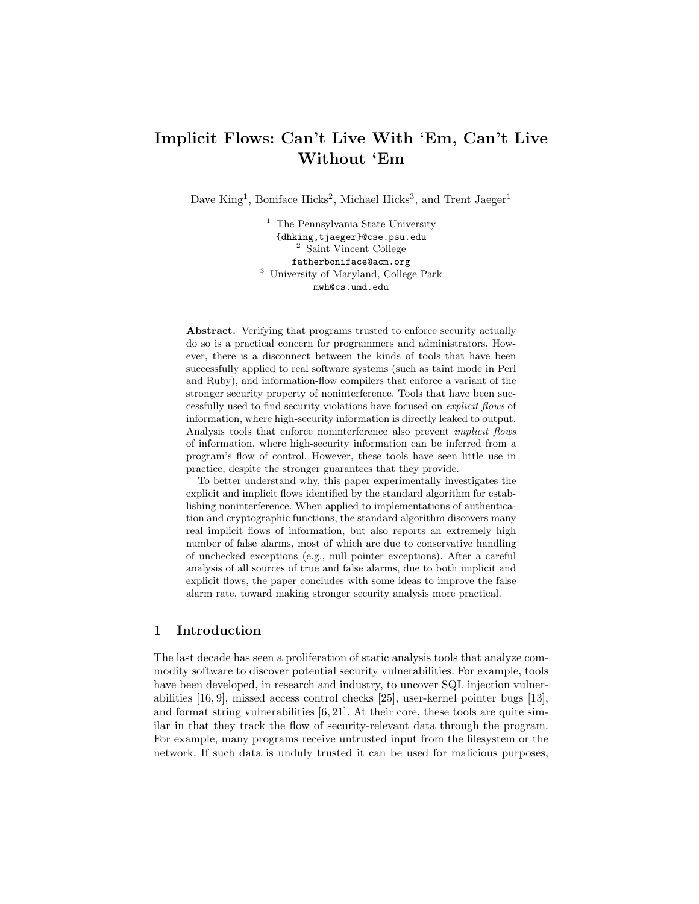# Implicit Flows: Can't Live With 'Em, Can't Live Without 'Em

Dave King[1], Boniface Hicks[2], Michael Hicks[3], and Trent Jaeger[1]

[1] The Pennsylvania State University
{dhking,tjaeger}@cse.psu.edu
[2] Saint Vincent College
fatherboniface@acm.org
[3] University of Maryland, College Park
mwh@cs.umd.edu

**Abstract.** Verifying that programs trusted to enforce security actually do so is a practical concern for programmers and administrators. However, there is a disconnect between the kinds of tools that have been successfully applied to real software systems (such as taint mode in Perl and Ruby), and information-flow compilers that enforce a variant of the stronger security property of noninterference. Tools that have been successfully used to find security violations have focused on *explicit flows* of information, where high-security information is directly leaked to output. Analysis tools that enforce noninterference also prevent *implicit flows* of information, where high-security information can be inferred from a program's flow of control. However, these tools have seen little use in practice, despite the stronger guarantees that they provide.

To better understand why, this paper experimentally investigates the explicit and implicit flows identified by the standard algorithm for establishing noninterference. When applied to implementations of authentication and cryptographic functions, the standard algorithm discovers many real implicit flows of information, but also reports an extremely high number of false alarms, most of which are due to conservative handling of unchecked exceptions (e.g., null pointer exceptions). After a careful analysis of all sources of true and false alarms, due to both implicit and explicit flows, the paper concludes with some ideas to improve the false alarm rate, toward making stronger security analysis more practical.

## 1 Introduction

The last decade has seen a proliferation of static analysis tools that analyze commodity software to discover potential security vulnerabilities. For example, tools have been developed, in research and industry, to uncover SQL injection vulnerabilities [16, 9], missed access control checks [25], user-kernel pointer bugs [13], and format string vulnerabilities [6, 21]. At their core, these tools are quite similar in that they track the flow of security-relevant data through the program. For example, many programs receive untrusted input from the filesystem or the network. If such data is unduly trusted it can be used for malicious purposes,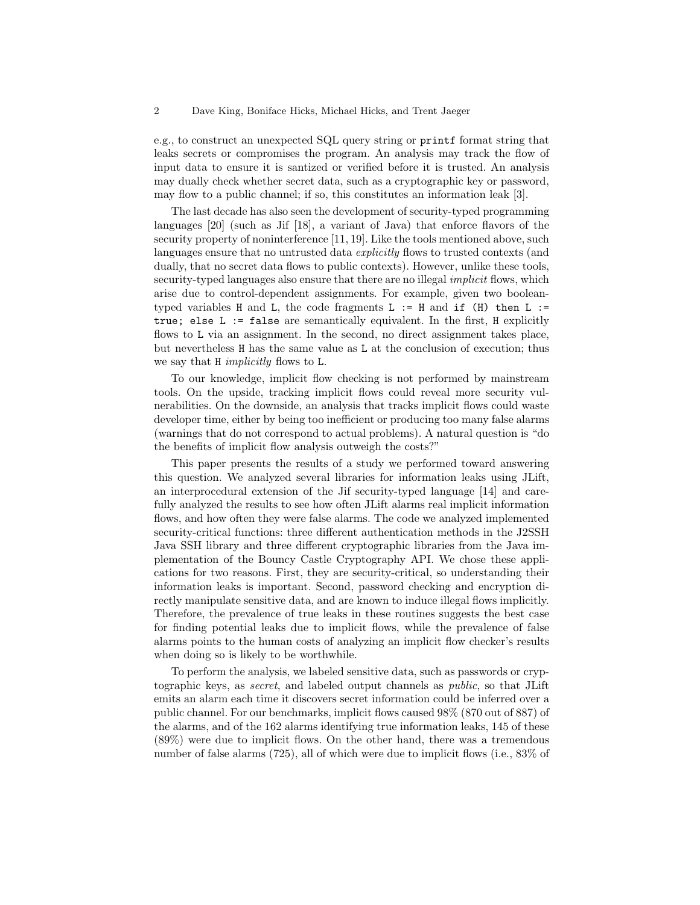e.g., to construct an unexpected SQL query string or `printf` format string that leaks secrets or compromises the program. An analysis may track the flow of input data to ensure it is santized or verified before it is trusted. An analysis may dually check whether secret data, such as a cryptographic key or password, may flow to a public channel; if so, this constitutes an information leak [3].

The last decade has also seen the development of security-typed programming languages [20] (such as Jif [18], a variant of Java) that enforce flavors of the security property of noninterference [11, 19]. Like the tools mentioned above, such languages ensure that no untrusted data *explicitly* flows to trusted contexts (and dually, that no secret data flows to public contexts). However, unlike these tools, security-typed languages also ensure that there are no illegal *implicit* flows, which arise due to control-dependent assignments. For example, given two boolean-typed variables `H` and `L`, the code fragments `L := H` and `if (H) then L := true; else L := false` are semantically equivalent. In the first, `H` explicitly flows to `L` via an assignment. In the second, no direct assignment takes place, but nevertheless `H` has the same value as `L` at the conclusion of execution; thus we say that `H` *implicitly* flows to `L`.

To our knowledge, implicit flow checking is not performed by mainstream tools. On the upside, tracking implicit flows could reveal more security vulnerabilities. On the downside, an analysis that tracks implicit flows could waste developer time, either by being too inefficient or producing too many false alarms (warnings that do not correspond to actual problems). A natural question is "do the benefits of implicit flow analysis outweigh the costs?"

This paper presents the results of a study we performed toward answering this question. We analyzed several libraries for information leaks using JLift, an interprocedural extension of the Jif security-typed language [14] and carefully analyzed the results to see how often JLift alarms real implicit information flows, and how often they were false alarms. The code we analyzed implemented security-critical functions: three different authentication methods in the J2SSH Java SSH library and three different cryptographic libraries from the Java implementation of the Bouncy Castle Cryptography API. We chose these applications for two reasons. First, they are security-critical, so understanding their information leaks is important. Second, password checking and encryption directly manipulate sensitive data, and are known to induce illegal flows implicitly. Therefore, the prevalence of true leaks in these routines suggests the best case for finding potential leaks due to implicit flows, while the prevalence of false alarms points to the human costs of analyzing an implicit flow checker's results when doing so is likely to be worthwhile.

To perform the analysis, we labeled sensitive data, such as passwords or cryptographic keys, as *secret*, and labeled output channels as *public*, so that JLift emits an alarm each time it discovers secret information could be inferred over a public channel. For our benchmarks, implicit flows caused 98% (870 out of 887) of the alarms, and of the 162 alarms identifying true information leaks, 145 of these (89%) were due to implicit flows. On the other hand, there was a tremendous number of false alarms (725), all of which were due to implicit flows (i.e., 83% of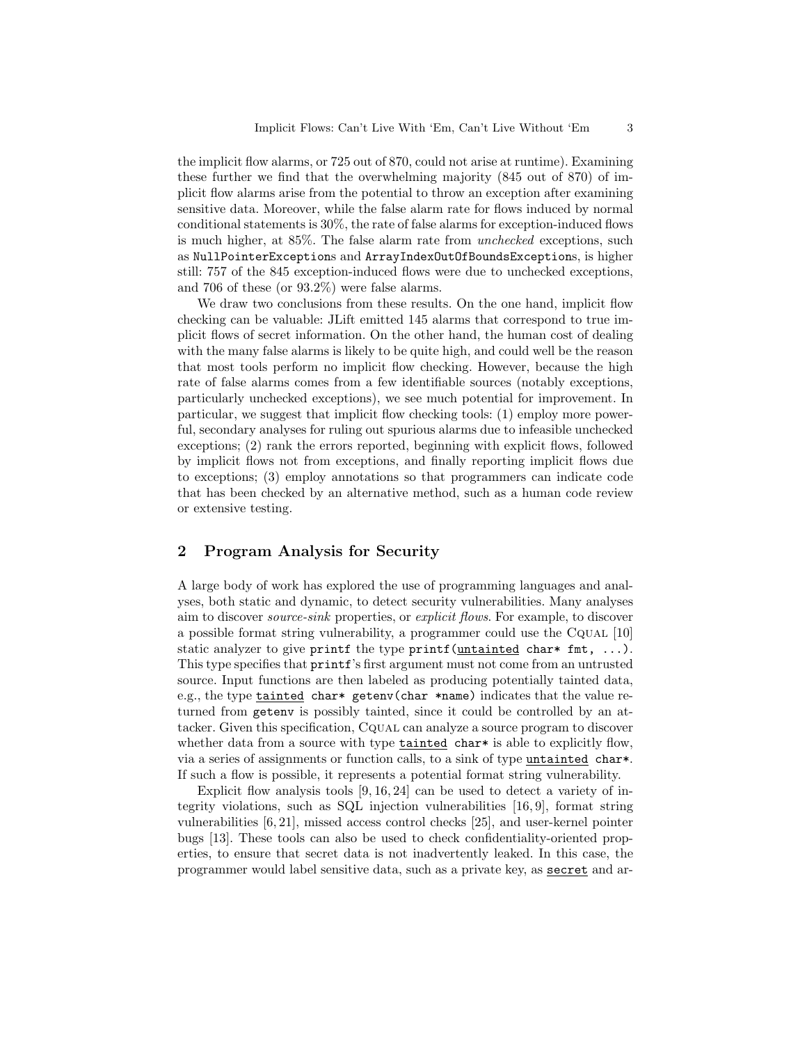the implicit flow alarms, or 725 out of 870, could not arise at runtime). Examining these further we find that the overwhelming majority (845 out of 870) of implicit flow alarms arise from the potential to throw an exception after examining sensitive data. Moreover, while the false alarm rate for flows induced by normal conditional statements is 30%, the rate of false alarms for exception-induced flows is much higher, at 85%. The false alarm rate from *unchecked* exceptions, such as `NullPointerException`s and `ArrayIndexOutOfBoundsException`s, is higher still: 757 of the 845 exception-induced flows were due to unchecked exceptions, and 706 of these (or 93.2%) were false alarms.

We draw two conclusions from these results. On the one hand, implicit flow checking can be valuable: JLift emitted 145 alarms that correspond to true implicit flows of secret information. On the other hand, the human cost of dealing with the many false alarms is likely to be quite high, and could well be the reason that most tools perform no implicit flow checking. However, because the high rate of false alarms comes from a few identifiable sources (notably exceptions, particularly unchecked exceptions), we see much potential for improvement. In particular, we suggest that implicit flow checking tools: (1) employ more powerful, secondary analyses for ruling out spurious alarms due to infeasible unchecked exceptions; (2) rank the errors reported, beginning with explicit flows, followed by implicit flows not from exceptions, and finally reporting implicit flows due to exceptions; (3) employ annotations so that programmers can indicate code that has been checked by an alternative method, such as a human code review or extensive testing.

## 2 Program Analysis for Security

A large body of work has explored the use of programming languages and analyses, both static and dynamic, to detect security vulnerabilities. Many analyses aim to discover *source-sink* properties, or *explicit flows*. For example, to discover a possible format string vulnerability, a programmer could use the CQUAL [10] static analyzer to give `printf` the type `printf(untainted char* fmt, ...)`. This type specifies that `printf`'s first argument must not come from an untrusted source. Input functions are then labeled as producing potentially tainted data, e.g., the type `tainted char* getenv(char *name)` indicates that the value returned from `getenv` is possibly tainted, since it could be controlled by an attacker. Given this specification, CQUAL can analyze a source program to discover whether data from a source with type `tainted char*` is able to explicitly flow, via a series of assignments or function calls, to a sink of type `untainted char*`. If such a flow is possible, it represents a potential format string vulnerability.

Explicit flow analysis tools [9, 16, 24] can be used to detect a variety of integrity violations, such as SQL injection vulnerabilities [16, 9], format string vulnerabilities [6, 21], missed access control checks [25], and user-kernel pointer bugs [13]. These tools can also be used to check confidentiality-oriented properties, to ensure that secret data is not inadvertently leaked. In this case, the programmer would label sensitive data, such as a private key, as `secret` and ar-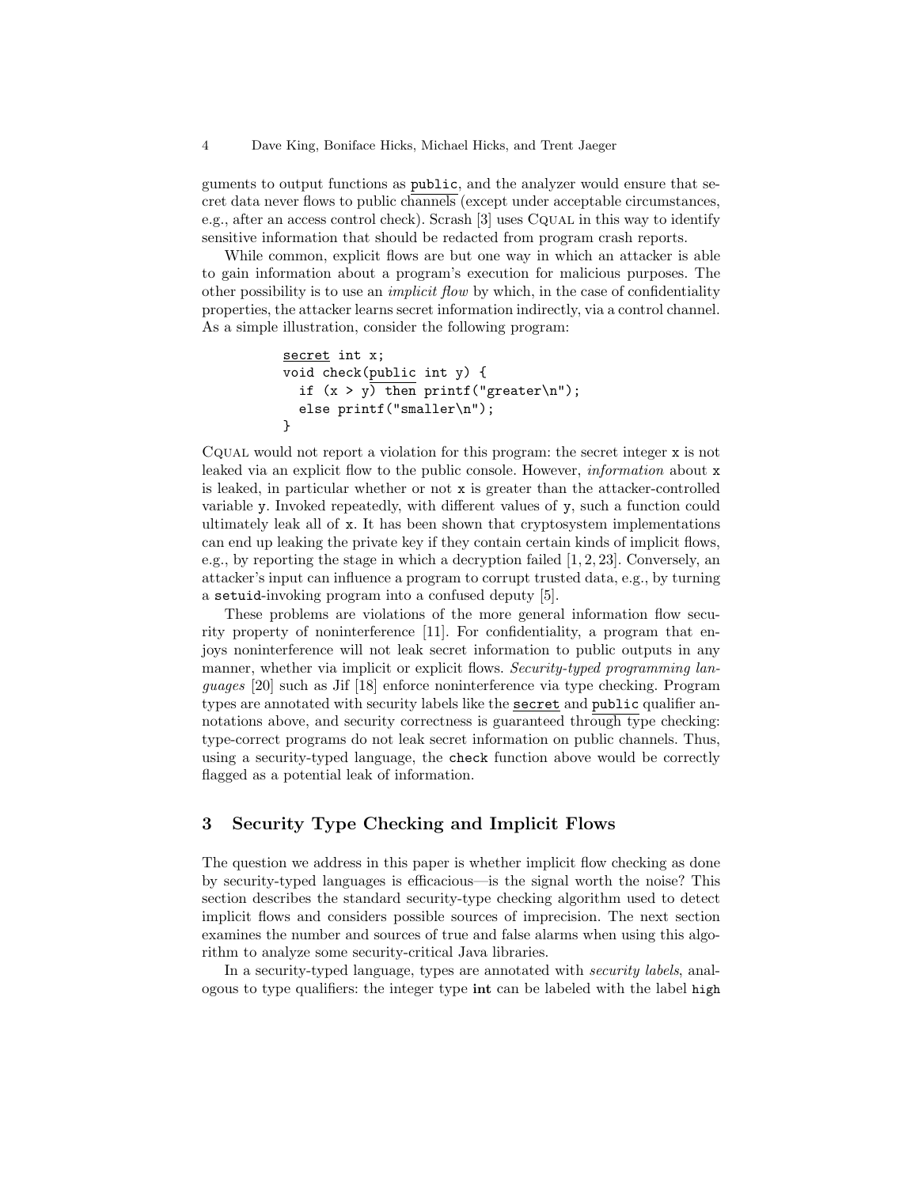guments to output functions as public, and the analyzer would ensure that secret data never flows to public channels (except under acceptable circumstances, e.g., after an access control check). Scrash [3] uses CQual in this way to identify sensitive information that should be redacted from program crash reports.

While common, explicit flows are but one way in which an attacker is able to gain information about a program's execution for malicious purposes. The other possibility is to use an *implicit flow* by which, in the case of confidentiality properties, the attacker learns secret information indirectly, via a control channel. As a simple illustration, consider the following program:

```
secret int x;
void check(public int y) {
  if (x > y) then printf("greater\n");
  else printf("smaller\n");
}
```

CQual would not report a violation for this program: the secret integer x is not leaked via an explicit flow to the public console. However, *information* about x is leaked, in particular whether or not x is greater than the attacker-controlled variable y. Invoked repeatedly, with different values of y, such a function could ultimately leak all of x. It has been shown that cryptosystem implementations can end up leaking the private key if they contain certain kinds of implicit flows, e.g., by reporting the stage in which a decryption failed [1, 2, 23]. Conversely, an attacker's input can influence a program to corrupt trusted data, e.g., by turning a setuid-invoking program into a confused deputy [5].

These problems are violations of the more general information flow security property of noninterference [11]. For confidentiality, a program that enjoys noninterference will not leak secret information to public outputs in any manner, whether via implicit or explicit flows. *Security-typed programming languages* [20] such as Jif [18] enforce noninterference via type checking. Program types are annotated with security labels like the secret and public qualifier annotations above, and security correctness is guaranteed through type checking: type-correct programs do not leak secret information on public channels. Thus, using a security-typed language, the check function above would be correctly flagged as a potential leak of information.

## 3 Security Type Checking and Implicit Flows

The question we address in this paper is whether implicit flow checking as done by security-typed languages is efficacious—is the signal worth the noise? This section describes the standard security-type checking algorithm used to detect implicit flows and considers possible sources of imprecision. The next section examines the number and sources of true and false alarms when using this algorithm to analyze some security-critical Java libraries.

In a security-typed language, types are annotated with *security labels*, analogous to type qualifiers: the integer type **int** can be labeled with the label high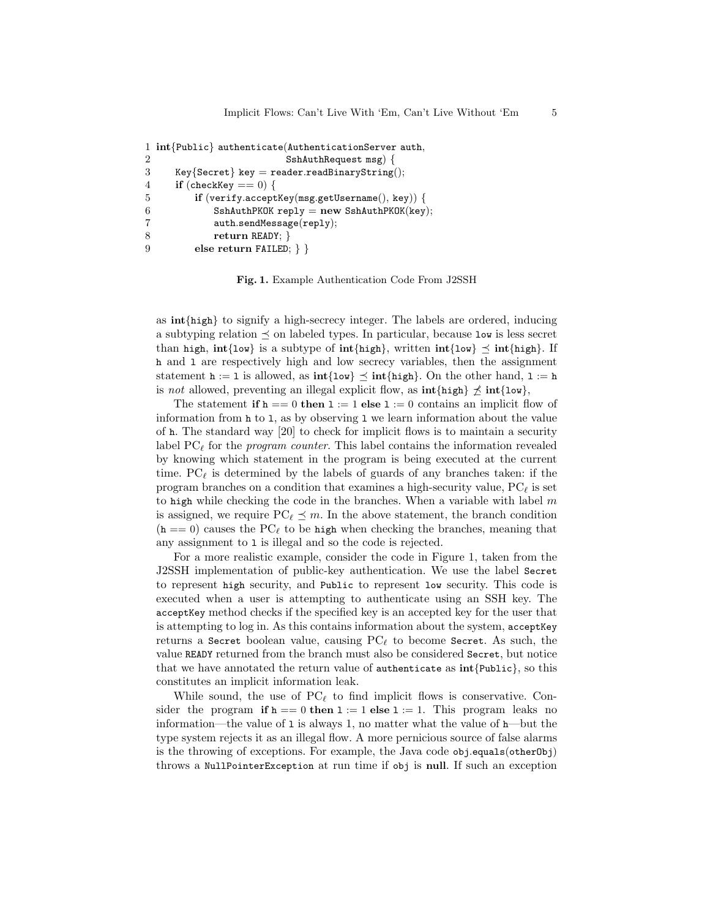```
1 int{Public} authenticate(AuthenticationServer auth,
2                           SshAuthRequest msg) {
3     Key{Secret} key = reader.readBinaryString();
4     if (checkKey == 0) {
5         if (verify.acceptKey(msg.getUsername(), key)) {
6             SshAuthPKOK reply = new SshAuthPKOK(key);
7             auth.sendMessage(reply);
8             return READY; }
9         else return FAILED; } }
```

**Fig. 1.** Example Authentication Code From J2SSH

as **int**{high} to signify a high-secrecy integer. The labels are ordered, inducing a subtyping relation $\preceq$ on labeled types. In particular, because low is less secret than high, **int**{low} is a subtype of **int**{high}, written **int**{low} $\preceq$ **int**{high}. If h and l are respectively high and low secrecy variables, then the assignment statement h := l is allowed, as **int**{low} $\preceq$ **int**{high}. On the other hand, l := h is *not* allowed, preventing an illegal explicit flow, as **int**{high} $\not\preceq$ **int**{low},

The statement **if** h == 0 **then** l := 1 **else** l := 0 contains an implicit flow of information from h to l, as by observing l we learn information about the value of h. The standard way [20] to check for implicit flows is to maintain a security label $\mathrm{PC}_\ell$ for the *program counter*. This label contains the information revealed by knowing which statement in the program is being executed at the current time. $\mathrm{PC}_\ell$ is determined by the labels of guards of any branches taken: if the program branches on a condition that examines a high-security value, $\mathrm{PC}_\ell$ is set to high while checking the code in the branches. When a variable with label $m$ is assigned, we require $\mathrm{PC}_\ell \preceq m$. In the above statement, the branch condition (h == 0) causes the $\mathrm{PC}_\ell$ to be high when checking the branches, meaning that any assignment to l is illegal and so the code is rejected.

For a more realistic example, consider the code in Figure 1, taken from the J2SSH implementation of public-key authentication. We use the label Secret to represent high security, and Public to represent low security. This code is executed when a user is attempting to authenticate using an SSH key. The acceptKey method checks if the specified key is an accepted key for the user that is attempting to log in. As this contains information about the system, acceptKey returns a Secret boolean value, causing $\mathrm{PC}_\ell$ to become Secret. As such, the value READY returned from the branch must also be considered Secret, but notice that we have annotated the return value of authenticate as **int**{Public}, so this constitutes an implicit information leak.

While sound, the use of $\mathrm{PC}_\ell$ to find implicit flows is conservative. Consider the program **if** h == 0 **then** l := 1 **else** l := 1. This program leaks no information—the value of l is always 1, no matter what the value of h—but the type system rejects it as an illegal flow. A more pernicious source of false alarms is the throwing of exceptions. For example, the Java code obj.equals(otherObj) throws a NullPointerException at run time if obj is **null**. If such an exception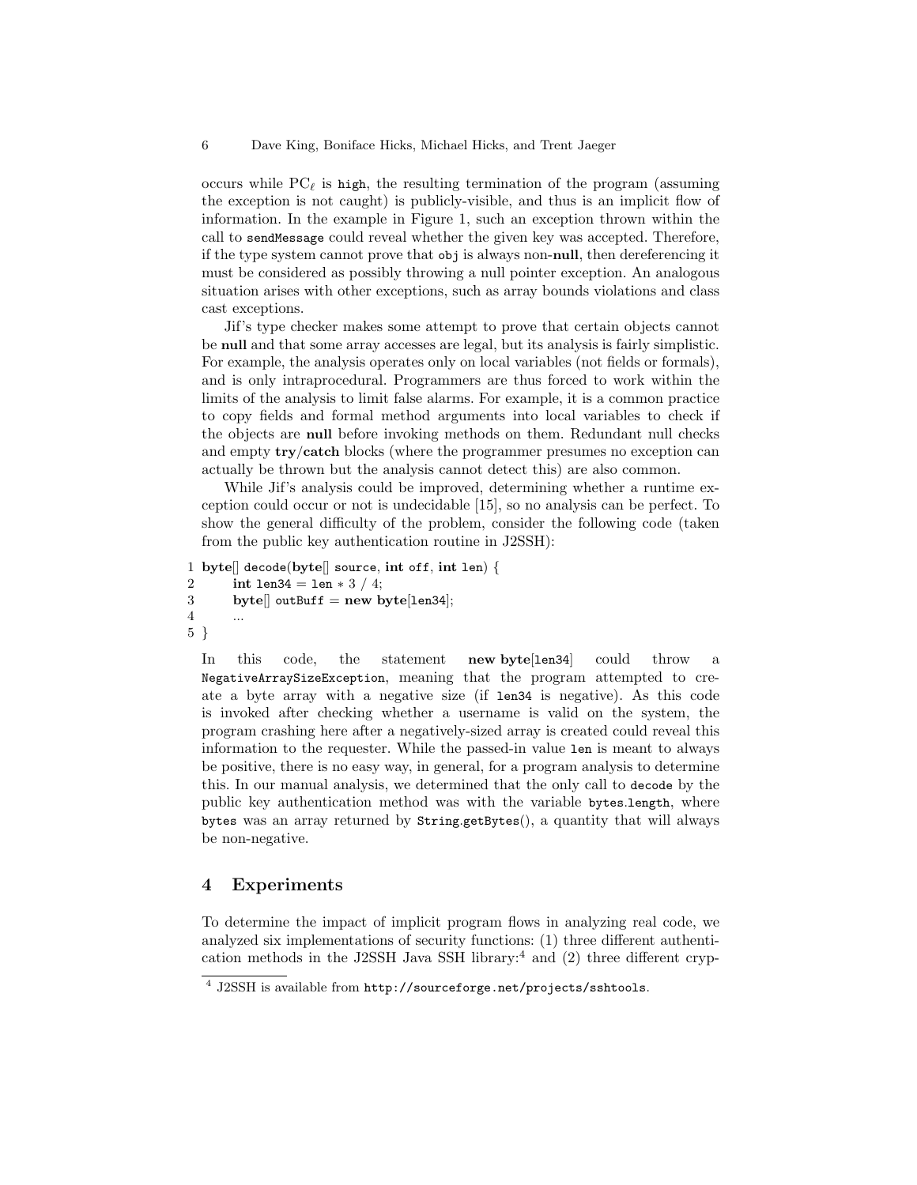occurs while $PC_\ell$ is `high`, the resulting termination of the program (assuming the exception is not caught) is publicly-visible, and thus is an implicit flow of information. In the example in Figure 1, such an exception thrown within the call to `sendMessage` could reveal whether the given key was accepted. Therefore, if the type system cannot prove that `obj` is always non-**null**, then dereferencing it must be considered as possibly throwing a null pointer exception. An analogous situation arises with other exceptions, such as array bounds violations and class cast exceptions.

Jif's type checker makes some attempt to prove that certain objects cannot be **null** and that some array accesses are legal, but its analysis is fairly simplistic. For example, the analysis operates only on local variables (not fields or formals), and is only intraprocedural. Programmers are thus forced to work within the limits of the analysis to limit false alarms. For example, it is a common practice to copy fields and formal method arguments into local variables to check if the objects are **null** before invoking methods on them. Redundant null checks and empty **try**/**catch** blocks (where the programmer presumes no exception can actually be thrown but the analysis cannot detect this) are also common.

While Jif's analysis could be improved, determining whether a runtime exception could occur or not is undecidable [15], so no analysis can be perfect. To show the general difficulty of the problem, consider the following code (taken from the public key authentication routine in J2SSH):

```
1 byte[] decode(byte[] source, int off, int len) {
2     int len34 = len * 3 / 4;
3     byte[] outBuff = new byte[len34];
4     ...
5 }
```

In this code, the statement **new byte**[`len34`] could throw a `NegativeArraySizeException`, meaning that the program attempted to create a byte array with a negative size (if `len34` is negative). As this code is invoked after checking whether a username is valid on the system, the program crashing here after a negatively-sized array is created could reveal this information to the requester. While the passed-in value `len` is meant to always be positive, there is no easy way, in general, for a program analysis to determine this. In our manual analysis, we determined that the only call to `decode` by the public key authentication method was with the variable `bytes.length`, where `bytes` was an array returned by `String.getBytes()`, a quantity that will always be non-negative.

## 4 Experiments

To determine the impact of implicit program flows in analyzing real code, we analyzed six implementations of security functions: (1) three different authentication methods in the J2SSH Java SSH library:[4] and (2) three different cryp-

[4] J2SSH is available from `http://sourceforge.net/projects/sshtools`.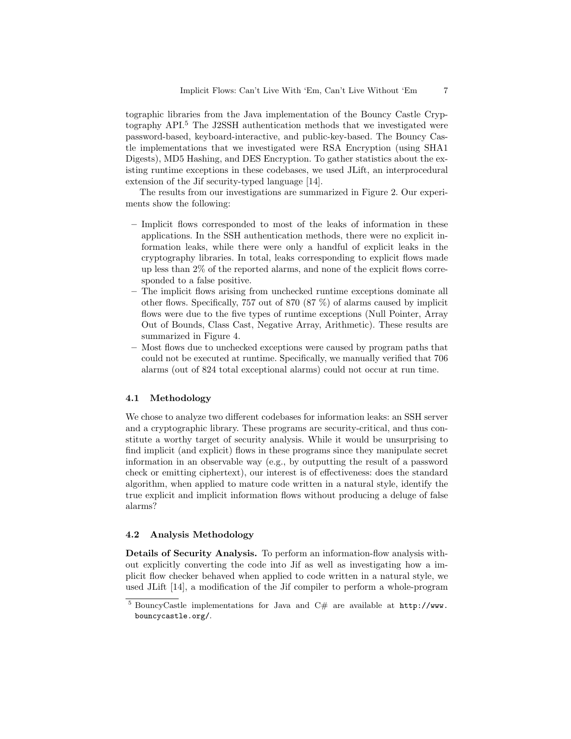tographic libraries from the Java implementation of the Bouncy Castle Cryptography API.[5] The J2SSH authentication methods that we investigated were password-based, keyboard-interactive, and public-key-based. The Bouncy Castle implementations that we investigated were RSA Encryption (using SHA1 Digests), MD5 Hashing, and DES Encryption. To gather statistics about the existing runtime exceptions in these codebases, we used JLift, an interprocedural extension of the Jif security-typed language [14].

The results from our investigations are summarized in Figure 2. Our experiments show the following:

- Implicit flows corresponded to most of the leaks of information in these applications. In the SSH authentication methods, there were no explicit information leaks, while there were only a handful of explicit leaks in the cryptography libraries. In total, leaks corresponding to explicit flows made up less than 2% of the reported alarms, and none of the explicit flows corresponded to a false positive.
- The implicit flows arising from unchecked runtime exceptions dominate all other flows. Specifically, 757 out of 870 (87 %) of alarms caused by implicit flows were due to the five types of runtime exceptions (Null Pointer, Array Out of Bounds, Class Cast, Negative Array, Arithmetic). These results are summarized in Figure 4.
- Most flows due to unchecked exceptions were caused by program paths that could not be executed at runtime. Specifically, we manually verified that 706 alarms (out of 824 total exceptional alarms) could not occur at run time.

### 4.1 Methodology

We chose to analyze two different codebases for information leaks: an SSH server and a cryptographic library. These programs are security-critical, and thus constitute a worthy target of security analysis. While it would be unsurprising to find implicit (and explicit) flows in these programs since they manipulate secret information in an observable way (e.g., by outputting the result of a password check or emitting ciphertext), our interest is of effectiveness: does the standard algorithm, when applied to mature code written in a natural style, identify the true explicit and implicit information flows without producing a deluge of false alarms?

### 4.2 Analysis Methodology

**Details of Security Analysis.** To perform an information-flow analysis without explicitly converting the code into Jif as well as investigating how a implicit flow checker behaved when applied to code written in a natural style, we used JLift [14], a modification of the Jif compiler to perform a whole-program

[5] BouncyCastle implementations for Java and C# are available at http://www.bouncycastle.org/.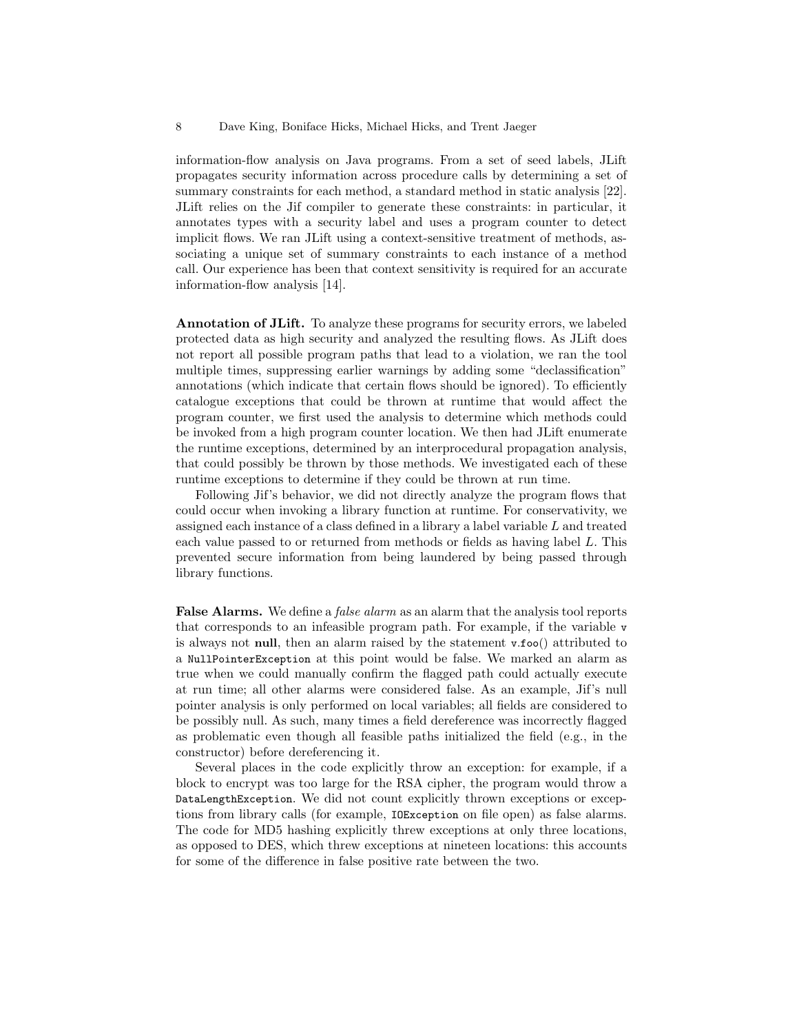information-flow analysis on Java programs. From a set of seed labels, JLift propagates security information across procedure calls by determining a set of summary constraints for each method, a standard method in static analysis [22]. JLift relies on the Jif compiler to generate these constraints: in particular, it annotates types with a security label and uses a program counter to detect implicit flows. We ran JLift using a context-sensitive treatment of methods, associating a unique set of summary constraints to each instance of a method call. Our experience has been that context sensitivity is required for an accurate information-flow analysis [14].

**Annotation of JLift.** To analyze these programs for security errors, we labeled protected data as high security and analyzed the resulting flows. As JLift does not report all possible program paths that lead to a violation, we ran the tool multiple times, suppressing earlier warnings by adding some "declassification" annotations (which indicate that certain flows should be ignored). To efficiently catalogue exceptions that could be thrown at runtime that would affect the program counter, we first used the analysis to determine which methods could be invoked from a high program counter location. We then had JLift enumerate the runtime exceptions, determined by an interprocedural propagation analysis, that could possibly be thrown by those methods. We investigated each of these runtime exceptions to determine if they could be thrown at run time.

Following Jif's behavior, we did not directly analyze the program flows that could occur when invoking a library function at runtime. For conservativity, we assigned each instance of a class defined in a library a label variable $L$ and treated each value passed to or returned from methods or fields as having label $L$. This prevented secure information from being laundered by being passed through library functions.

**False Alarms.** We define a *false alarm* as an alarm that the analysis tool reports that corresponds to an infeasible program path. For example, if the variable `v` is always not **null**, then an alarm raised by the statement `v.foo()` attributed to a `NullPointerException` at this point would be false. We marked an alarm as true when we could manually confirm the flagged path could actually execute at run time; all other alarms were considered false. As an example, Jif's null pointer analysis is only performed on local variables; all fields are considered to be possibly null. As such, many times a field dereference was incorrectly flagged as problematic even though all feasible paths initialized the field (e.g., in the constructor) before dereferencing it.

Several places in the code explicitly throw an exception: for example, if a block to encrypt was too large for the RSA cipher, the program would throw a `DataLengthException`. We did not count explicitly thrown exceptions or exceptions from library calls (for example, `IOException` on file open) as false alarms. The code for MD5 hashing explicitly threw exceptions at only three locations, as opposed to DES, which threw exceptions at nineteen locations: this accounts for some of the difference in false positive rate between the two.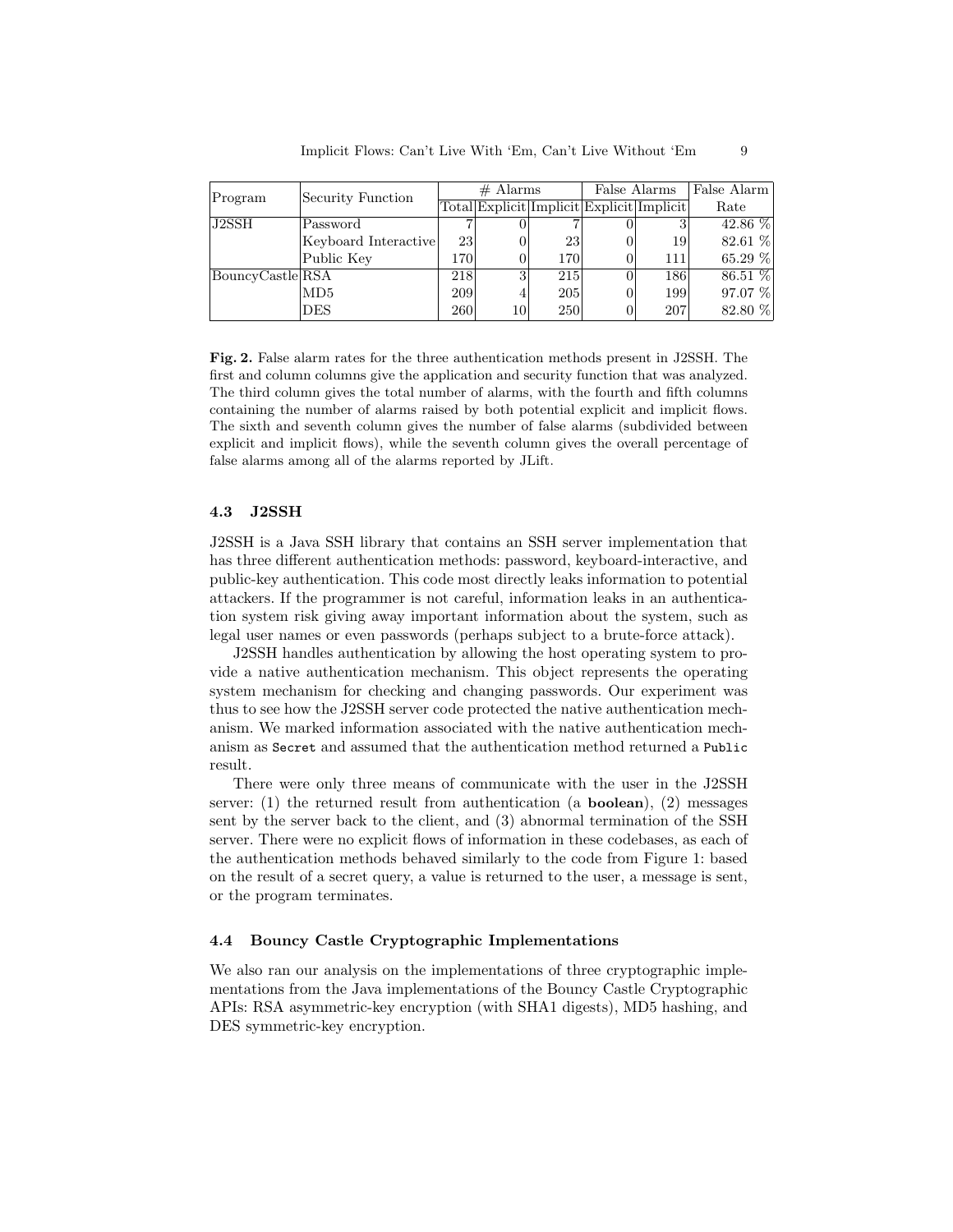| Program | Security Function | # Alarms | | | False Alarms | | False Alarm |
|---|---|---|---|---|---|---|---|
| | | Total | Explicit | Implicit | Explicit | Implicit | Rate |
| J2SSH | Password | 7 | 0 | 7 | 0 | 3 | 42.86 % |
| | Keyboard Interactive | 23 | 0 | 23 | 0 | 19 | 82.61 % |
| | Public Key | 170 | 0 | 170 | 0 | 111 | 65.29 % |
| BouncyCastle | RSA | 218 | 3 | 215 | 0 | 186 | 86.51 % |
| | MD5 | 209 | 4 | 205 | 0 | 199 | 97.07 % |
| | DES | 260 | 10 | 250 | 0 | 207 | 82.80 % |

**Fig. 2.** False alarm rates for the three authentication methods present in J2SSH. The first and column columns give the application and security function that was analyzed. The third column gives the total number of alarms, with the fourth and fifth columns containing the number of alarms raised by both potential explicit and implicit flows. The sixth and seventh column gives the number of false alarms (subdivided between explicit and implicit flows), while the seventh column gives the overall percentage of false alarms among all of the alarms reported by JLift.

### 4.3 J2SSH

J2SSH is a Java SSH library that contains an SSH server implementation that has three different authentication methods: password, keyboard-interactive, and public-key authentication. This code most directly leaks information to potential attackers. If the programmer is not careful, information leaks in an authentication system risk giving away important information about the system, such as legal user names or even passwords (perhaps subject to a brute-force attack).

J2SSH handles authentication by allowing the host operating system to provide a native authentication mechanism. This object represents the operating system mechanism for checking and changing passwords. Our experiment was thus to see how the J2SSH server code protected the native authentication mechanism. We marked information associated with the native authentication mechanism as `Secret` and assumed that the authentication method returned a `Public` result.

There were only three means of communicate with the user in the J2SSH server: (1) the returned result from authentication (a **boolean**), (2) messages sent by the server back to the client, and (3) abnormal termination of the SSH server. There were no explicit flows of information in these codebases, as each of the authentication methods behaved similarly to the code from Figure 1: based on the result of a secret query, a value is returned to the user, a message is sent, or the program terminates.

### 4.4 Bouncy Castle Cryptographic Implementations

We also ran our analysis on the implementations of three cryptographic implementations from the Java implementations of the Bouncy Castle Cryptographic APIs: RSA asymmetric-key encryption (with SHA1 digests), MD5 hashing, and DES symmetric-key encryption.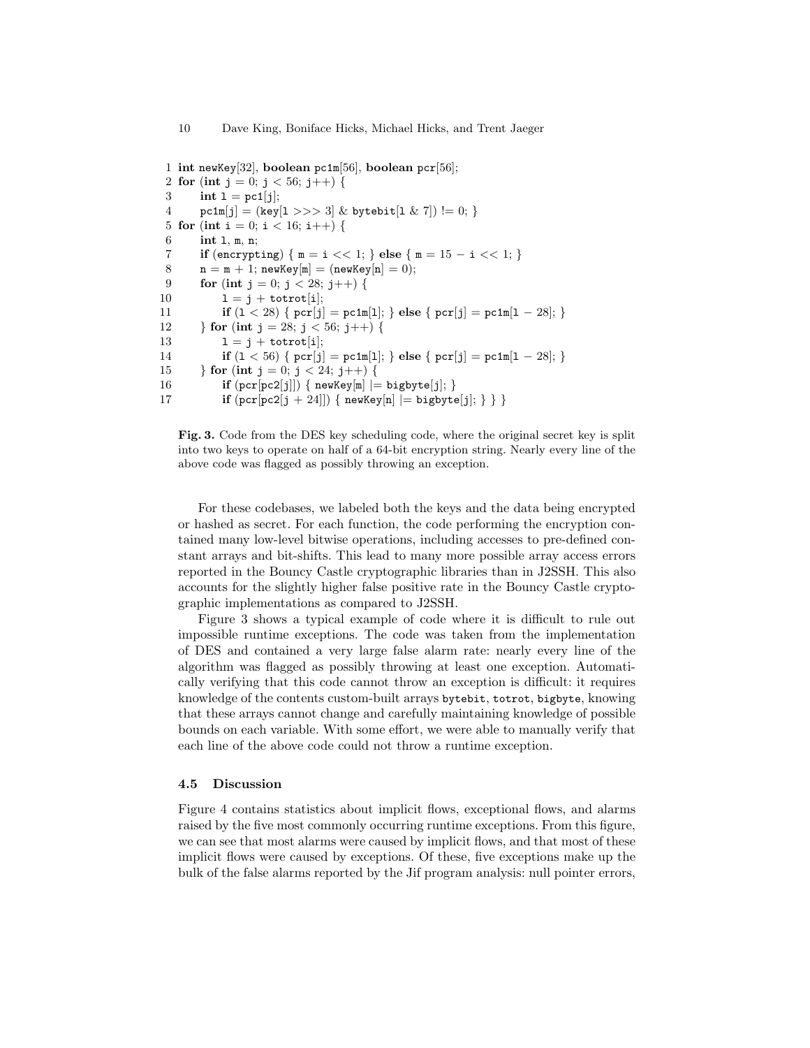```
1 int newKey[32], boolean pc1m[56], boolean pcr[56];
2 for (int j = 0; j < 56; j++) {
3     int l = pc1[j];
4     pc1m[j] = (key[l >>> 3] & bytebit[l & 7]) != 0; }
5 for (int i = 0; i < 16; i++) {
6     int l, m, n;
7     if (encrypting) { m = i << 1; } else { m = 15 − i << 1; }
8     n = m + 1; newKey[m] = (newKey[n] = 0);
9     for (int j = 0; j < 28; j++) {
10        l = j + totrot[i];
11        if (l < 28) { pcr[j] = pc1m[l]; } else { pcr[j] = pc1m[l − 28]; }
12    } for (int j = 28; j < 56; j++) {
13        l = j + totrot[i];
14        if (l < 56) { pcr[j] = pc1m[l]; } else { pcr[j] = pc1m[l − 28]; }
15    } for (int j = 0; j < 24; j++) {
16        if (pcr[pc2[j]]) { newKey[m] |= bigbyte[j]; }
17        if (pcr[pc2[j + 24]]) { newKey[n] |= bigbyte[j]; } } }
```

**Fig. 3.** Code from the DES key scheduling code, where the original secret key is split into two keys to operate on half of a 64-bit encryption string. Nearly every line of the above code was flagged as possibly throwing an exception.

For these codebases, we labeled both the keys and the data being encrypted or hashed as secret. For each function, the code performing the encryption contained many low-level bitwise operations, including accesses to pre-defined constant arrays and bit-shifts. This lead to many more possible array access errors reported in the Bouncy Castle cryptographic libraries than in J2SSH. This also accounts for the slightly higher false positive rate in the Bouncy Castle cryptographic implementations as compared to J2SSH.

Figure 3 shows a typical example of code where it is difficult to rule out impossible runtime exceptions. The code was taken from the implementation of DES and contained a very large false alarm rate: nearly every line of the algorithm was flagged as possibly throwing at least one exception. Automatically verifying that this code cannot throw an exception is difficult: it requires knowledge of the contents custom-built arrays `bytebit`, `totrot`, `bigbyte`, knowing that these arrays cannot change and carefully maintaining knowledge of possible bounds on each variable. With some effort, we were able to manually verify that each line of the above code could not throw a runtime exception.

### 4.5 Discussion

Figure 4 contains statistics about implicit flows, exceptional flows, and alarms raised by the five most commonly occurring runtime exceptions. From this figure, we can see that most alarms were caused by implicit flows, and that most of these implicit flows were caused by exceptions. Of these, five exceptions make up the bulk of the false alarms reported by the Jif program analysis: null pointer errors,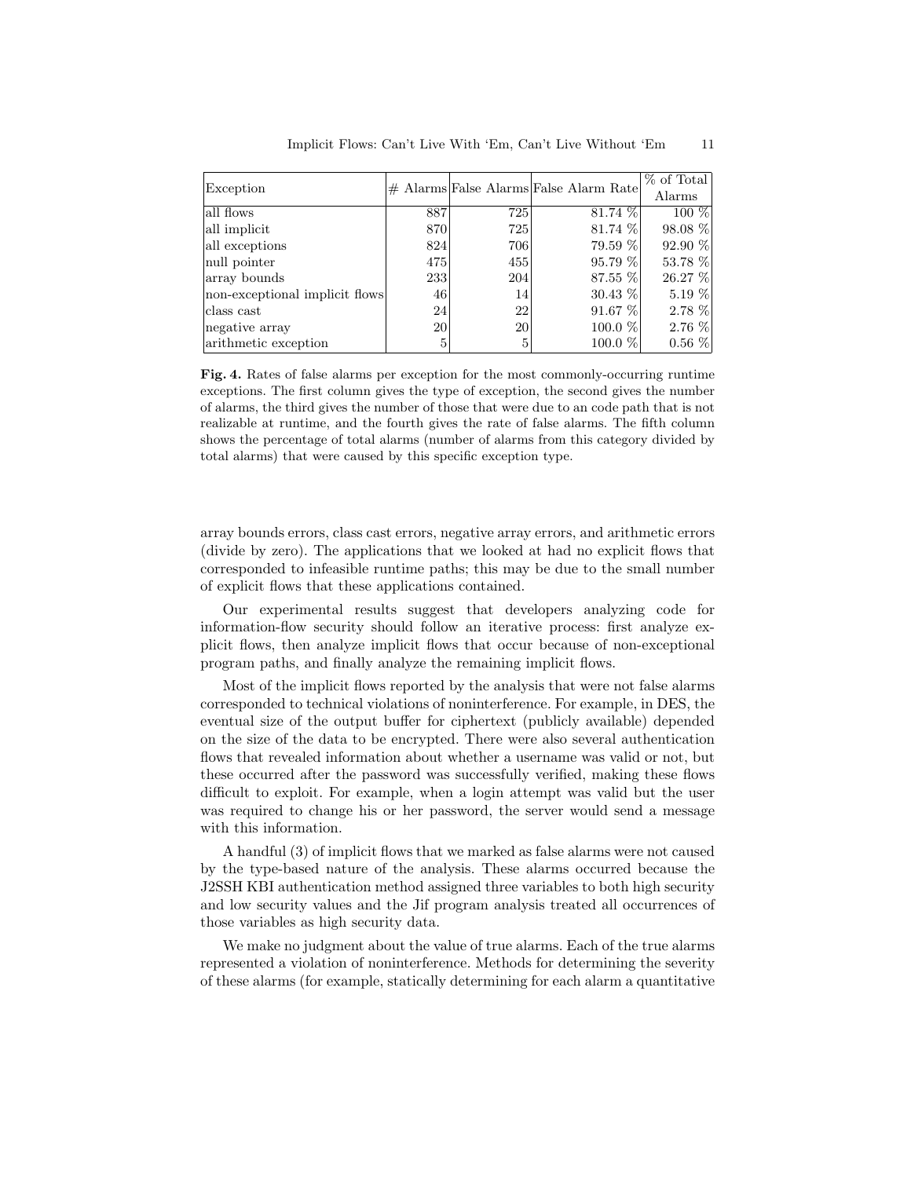| Exception | # Alarms | False Alarms | False Alarm Rate | % of Total Alarms |
|---|---|---|---|---|
| all flows | 887 | 725 | 81.74 % | 100 % |
| all implicit | 870 | 725 | 81.74 % | 98.08 % |
| all exceptions | 824 | 706 | 79.59 % | 92.90 % |
| null pointer | 475 | 455 | 95.79 % | 53.78 % |
| array bounds | 233 | 204 | 87.55 % | 26.27 % |
| non-exceptional implicit flows | 46 | 14 | 30.43 % | 5.19 % |
| class cast | 24 | 22 | 91.67 % | 2.78 % |
| negative array | 20 | 20 | 100.0 % | 2.76 % |
| arithmetic exception | 5 | 5 | 100.0 % | 0.56 % |

**Fig. 4.** Rates of false alarms per exception for the most commonly-occurring runtime exceptions. The first column gives the type of exception, the second gives the number of alarms, the third gives the number of those that were due to an code path that is not realizable at runtime, and the fourth gives the rate of false alarms. The fifth column shows the percentage of total alarms (number of alarms from this category divided by total alarms) that were caused by this specific exception type.

array bounds errors, class cast errors, negative array errors, and arithmetic errors (divide by zero). The applications that we looked at had no explicit flows that corresponded to infeasible runtime paths; this may be due to the small number of explicit flows that these applications contained.

Our experimental results suggest that developers analyzing code for information-flow security should follow an iterative process: first analyze explicit flows, then analyze implicit flows that occur because of non-exceptional program paths, and finally analyze the remaining implicit flows.

Most of the implicit flows reported by the analysis that were not false alarms corresponded to technical violations of noninterference. For example, in DES, the eventual size of the output buffer for ciphertext (publicly available) depended on the size of the data to be encrypted. There were also several authentication flows that revealed information about whether a username was valid or not, but these occurred after the password was successfully verified, making these flows difficult to exploit. For example, when a login attempt was valid but the user was required to change his or her password, the server would send a message with this information.

A handful (3) of implicit flows that we marked as false alarms were not caused by the type-based nature of the analysis. These alarms occurred because the J2SSH KBI authentication method assigned three variables to both high security and low security values and the Jif program analysis treated all occurrences of those variables as high security data.

We make no judgment about the value of true alarms. Each of the true alarms represented a violation of noninterference. Methods for determining the severity of these alarms (for example, statically determining for each alarm a quantitative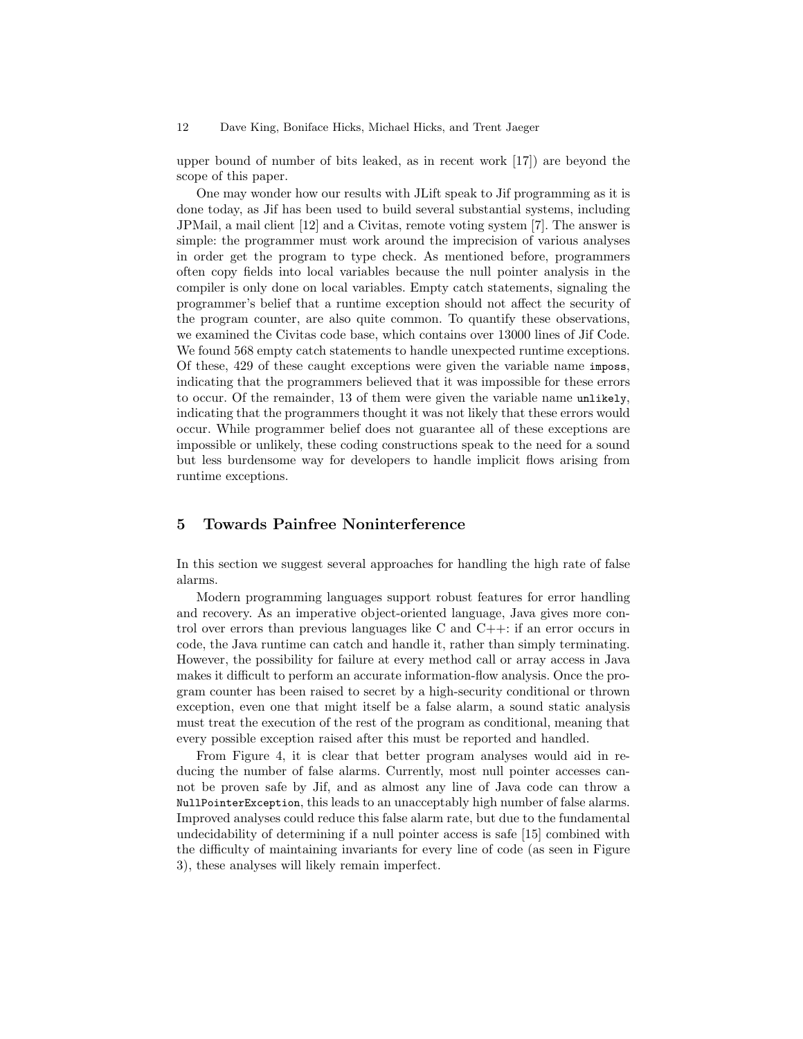upper bound of number of bits leaked, as in recent work [17]) are beyond the scope of this paper.

One may wonder how our results with JLift speak to Jif programming as it is done today, as Jif has been used to build several substantial systems, including JPMail, a mail client [12] and a Civitas, remote voting system [7]. The answer is simple: the programmer must work around the imprecision of various analyses in order get the program to type check. As mentioned before, programmers often copy fields into local variables because the null pointer analysis in the compiler is only done on local variables. Empty catch statements, signaling the programmer's belief that a runtime exception should not affect the security of the program counter, are also quite common. To quantify these observations, we examined the Civitas code base, which contains over 13000 lines of Jif Code. We found 568 empty catch statements to handle unexpected runtime exceptions. Of these, 429 of these caught exceptions were given the variable name `imposs`, indicating that the programmers believed that it was impossible for these errors to occur. Of the remainder, 13 of them were given the variable name `unlikely`, indicating that the programmers thought it was not likely that these errors would occur. While programmer belief does not guarantee all of these exceptions are impossible or unlikely, these coding constructions speak to the need for a sound but less burdensome way for developers to handle implicit flows arising from runtime exceptions.

# 5 Towards Painfree Noninterference

In this section we suggest several approaches for handling the high rate of false alarms.

Modern programming languages support robust features for error handling and recovery. As an imperative object-oriented language, Java gives more control over errors than previous languages like C and C++: if an error occurs in code, the Java runtime can catch and handle it, rather than simply terminating. However, the possibility for failure at every method call or array access in Java makes it difficult to perform an accurate information-flow analysis. Once the program counter has been raised to secret by a high-security conditional or thrown exception, even one that might itself be a false alarm, a sound static analysis must treat the execution of the rest of the program as conditional, meaning that every possible exception raised after this must be reported and handled.

From Figure 4, it is clear that better program analyses would aid in reducing the number of false alarms. Currently, most null pointer accesses cannot be proven safe by Jif, and as almost any line of Java code can throw a `NullPointerException`, this leads to an unacceptably high number of false alarms. Improved analyses could reduce this false alarm rate, but due to the fundamental undecidability of determining if a null pointer access is safe [15] combined with the difficulty of maintaining invariants for every line of code (as seen in Figure 3), these analyses will likely remain imperfect.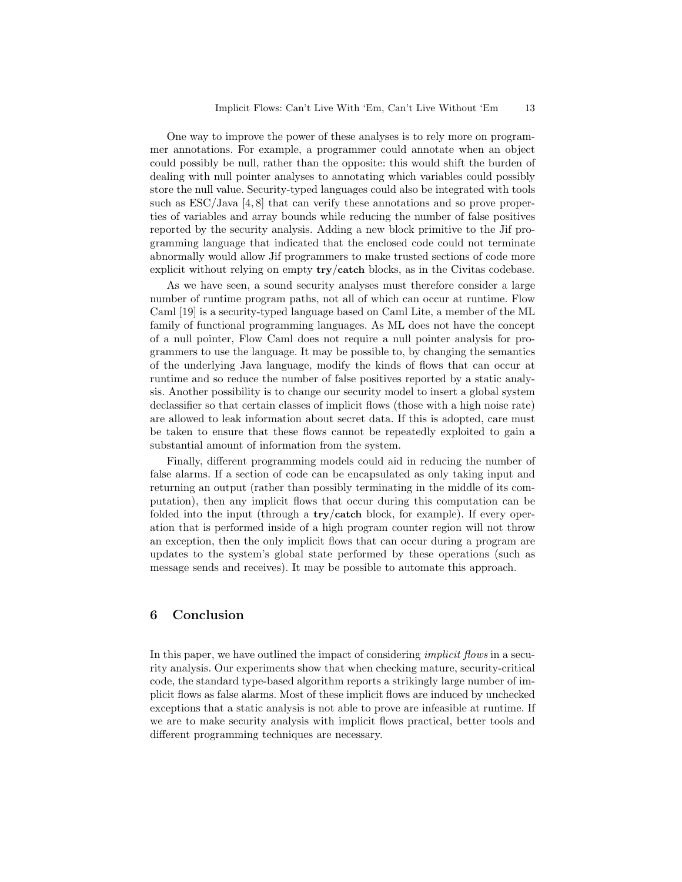One way to improve the power of these analyses is to rely more on programmer annotations. For example, a programmer could annotate when an object could possibly be null, rather than the opposite: this would shift the burden of dealing with null pointer analyses to annotating which variables could possibly store the null value. Security-typed languages could also be integrated with tools such as ESC/Java [4, 8] that can verify these annotations and so prove properties of variables and array bounds while reducing the number of false positives reported by the security analysis. Adding a new block primitive to the Jif programming language that indicated that the enclosed code could not terminate abnormally would allow Jif programmers to make trusted sections of code more explicit without relying on empty **try/catch** blocks, as in the Civitas codebase.

As we have seen, a sound security analyses must therefore consider a large number of runtime program paths, not all of which can occur at runtime. Flow Caml [19] is a security-typed language based on Caml Lite, a member of the ML family of functional programming languages. As ML does not have the concept of a null pointer, Flow Caml does not require a null pointer analysis for programmers to use the language. It may be possible to, by changing the semantics of the underlying Java language, modify the kinds of flows that can occur at runtime and so reduce the number of false positives reported by a static analysis. Another possibility is to change our security model to insert a global system declassifier so that certain classes of implicit flows (those with a high noise rate) are allowed to leak information about secret data. If this is adopted, care must be taken to ensure that these flows cannot be repeatedly exploited to gain a substantial amount of information from the system.

Finally, different programming models could aid in reducing the number of false alarms. If a section of code can be encapsulated as only taking input and returning an output (rather than possibly terminating in the middle of its computation), then any implicit flows that occur during this computation can be folded into the input (through a **try/catch** block, for example). If every operation that is performed inside of a high program counter region will not throw an exception, then the only implicit flows that can occur during a program are updates to the system's global state performed by these operations (such as message sends and receives). It may be possible to automate this approach.

## 6 Conclusion

In this paper, we have outlined the impact of considering *implicit flows* in a security analysis. Our experiments show that when checking mature, security-critical code, the standard type-based algorithm reports a strikingly large number of implicit flows as false alarms. Most of these implicit flows are induced by unchecked exceptions that a static analysis is not able to prove are infeasible at runtime. If we are to make security analysis with implicit flows practical, better tools and different programming techniques are necessary.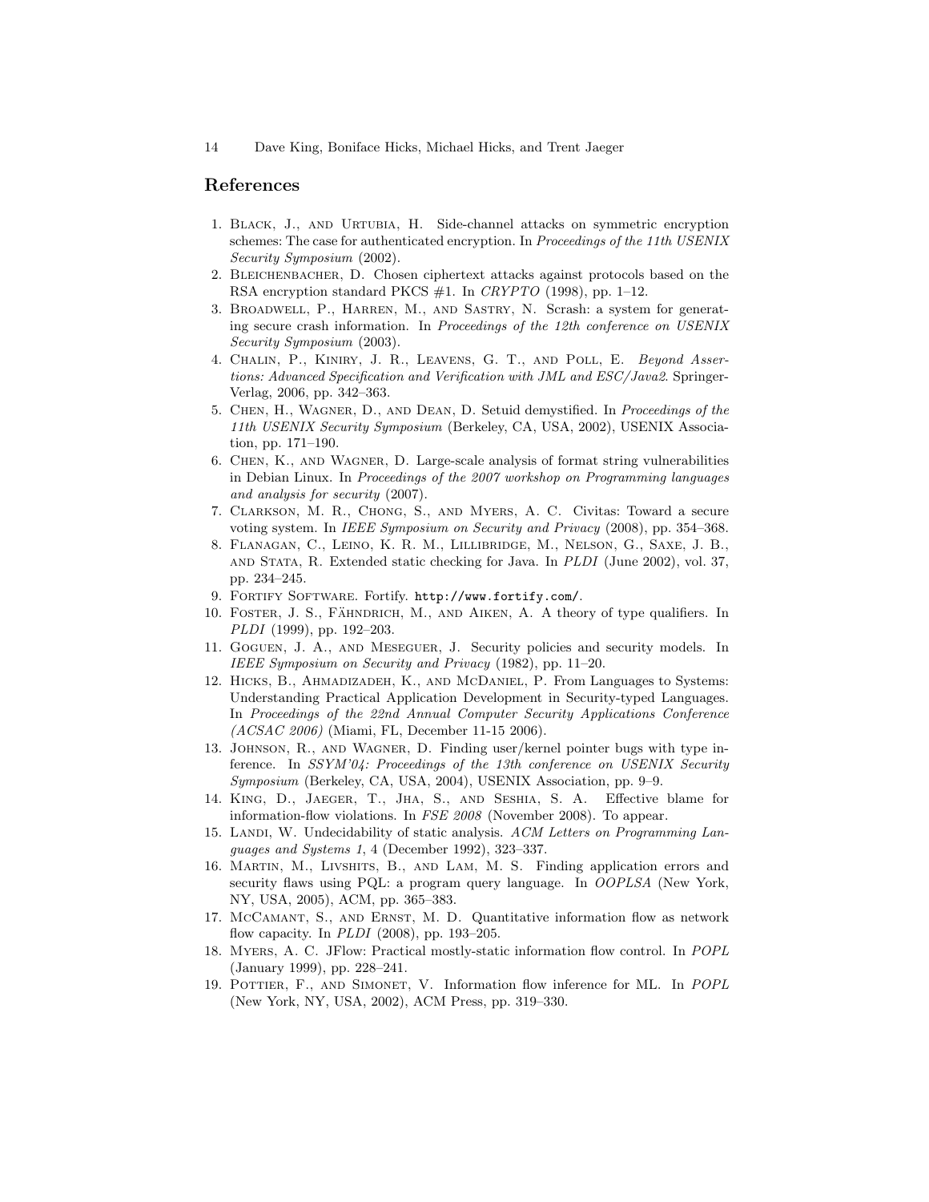## References

1. Black, J., and Urtubia, H. Side-channel attacks on symmetric encryption schemes: The case for authenticated encryption. In *Proceedings of the 11th USENIX Security Symposium* (2002).
2. Bleichenbacher, D. Chosen ciphertext attacks against protocols based on the RSA encryption standard PKCS #1. In *CRYPTO* (1998), pp. 1–12.
3. Broadwell, P., Harren, M., and Sastry, N. Scrash: a system for generating secure crash information. In *Proceedings of the 12th conference on USENIX Security Symposium* (2003).
4. Chalin, P., Kiniry, J. R., Leavens, G. T., and Poll, E. *Beyond Assertions: Advanced Specification and Verification with JML and ESC/Java2*. Springer-Verlag, 2006, pp. 342–363.
5. Chen, H., Wagner, D., and Dean, D. Setuid demystified. In *Proceedings of the 11th USENIX Security Symposium* (Berkeley, CA, USA, 2002), USENIX Association, pp. 171–190.
6. Chen, K., and Wagner, D. Large-scale analysis of format string vulnerabilities in Debian Linux. In *Proceedings of the 2007 workshop on Programming languages and analysis for security* (2007).
7. Clarkson, M. R., Chong, S., and Myers, A. C. Civitas: Toward a secure voting system. In *IEEE Symposium on Security and Privacy* (2008), pp. 354–368.
8. Flanagan, C., Leino, K. R. M., Lillibridge, M., Nelson, G., Saxe, J. B., and Stata, R. Extended static checking for Java. In *PLDI* (June 2002), vol. 37, pp. 234–245.
9. Fortify Software. Fortify. `http://www.fortify.com/`.
10. Foster, J. S., Fähndrich, M., and Aiken, A. A theory of type qualifiers. In *PLDI* (1999), pp. 192–203.
11. Goguen, J. A., and Meseguer, J. Security policies and security models. In *IEEE Symposium on Security and Privacy* (1982), pp. 11–20.
12. Hicks, B., Ahmadizadeh, K., and McDaniel, P. From Languages to Systems: Understanding Practical Application Development in Security-typed Languages. In *Proceedings of the 22nd Annual Computer Security Applications Conference (ACSAC 2006)* (Miami, FL, December 11-15 2006).
13. Johnson, R., and Wagner, D. Finding user/kernel pointer bugs with type inference. In *SSYM'04: Proceedings of the 13th conference on USENIX Security Symposium* (Berkeley, CA, USA, 2004), USENIX Association, pp. 9–9.
14. King, D., Jaeger, T., Jha, S., and Seshia, S. A. Effective blame for information-flow violations. In *FSE 2008* (November 2008). To appear.
15. Landi, W. Undecidability of static analysis. *ACM Letters on Programming Languages and Systems 1*, 4 (December 1992), 323–337.
16. Martin, M., Livshits, B., and Lam, M. S. Finding application errors and security flaws using PQL: a program query language. In *OOPLSA* (New York, NY, USA, 2005), ACM, pp. 365–383.
17. McCamant, S., and Ernst, M. D. Quantitative information flow as network flow capacity. In *PLDI* (2008), pp. 193–205.
18. Myers, A. C. JFlow: Practical mostly-static information flow control. In *POPL* (January 1999), pp. 228–241.
19. Pottier, F., and Simonet, V. Information flow inference for ML. In *POPL* (New York, NY, USA, 2002), ACM Press, pp. 319–330.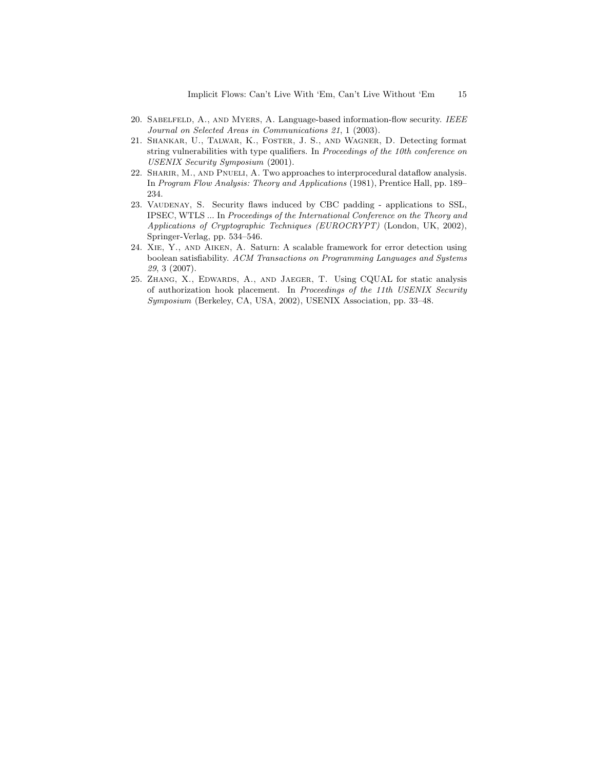20. Sabelfeld, A., and Myers, A. Language-based information-flow security. *IEEE Journal on Selected Areas in Communications 21*, 1 (2003).
21. Shankar, U., Talwar, K., Foster, J. S., and Wagner, D. Detecting format string vulnerabilities with type qualifiers. In *Proceedings of the 10th conference on USENIX Security Symposium* (2001).
22. Sharir, M., and Pnueli, A. Two approaches to interprocedural dataflow analysis. In *Program Flow Analysis: Theory and Applications* (1981), Prentice Hall, pp. 189–234.
23. Vaudenay, S. Security flaws induced by CBC padding - applications to SSL, IPSEC, WTLS ... In *Proceedings of the International Conference on the Theory and Applications of Cryptographic Techniques (EUROCRYPT)* (London, UK, 2002), Springer-Verlag, pp. 534–546.
24. Xie, Y., and Aiken, A. Saturn: A scalable framework for error detection using boolean satisfiability. *ACM Transactions on Programming Languages and Systems 29*, 3 (2007).
25. Zhang, X., Edwards, A., and Jaeger, T. Using CQUAL for static analysis of authorization hook placement. In *Proceedings of the 11th USENIX Security Symposium* (Berkeley, CA, USA, 2002), USENIX Association, pp. 33–48.